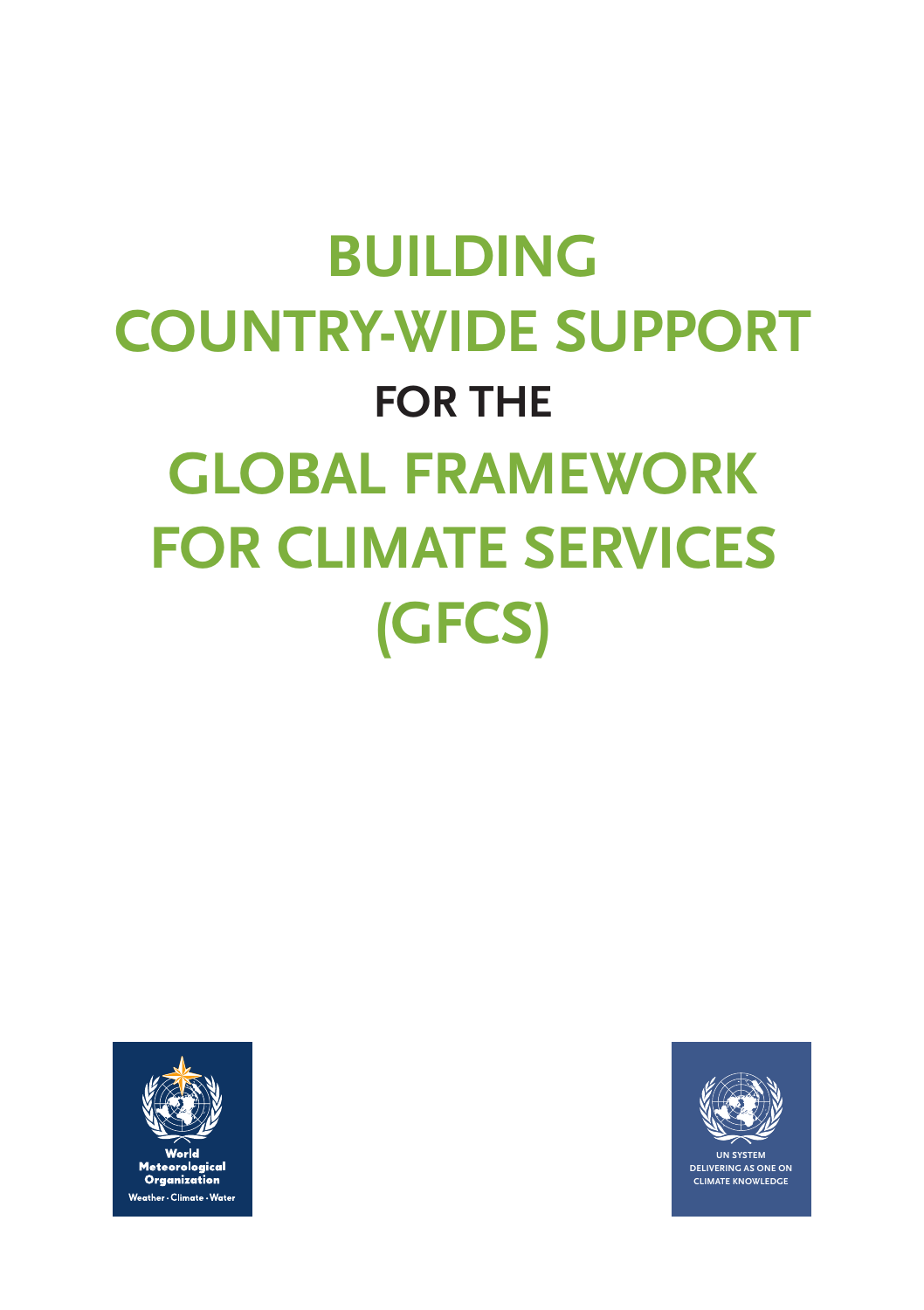# BUILDING COUNTRY-WIDE SUPPORT FOR THE GLOBAL FRAMEWORK FOR CLIMATE SERVICES (GFCS)

World Meteorological Organization
Weather · Climate · Water

UN SYSTEM
DELIVERING AS ONE ON
CLIMATE KNOWLEDGE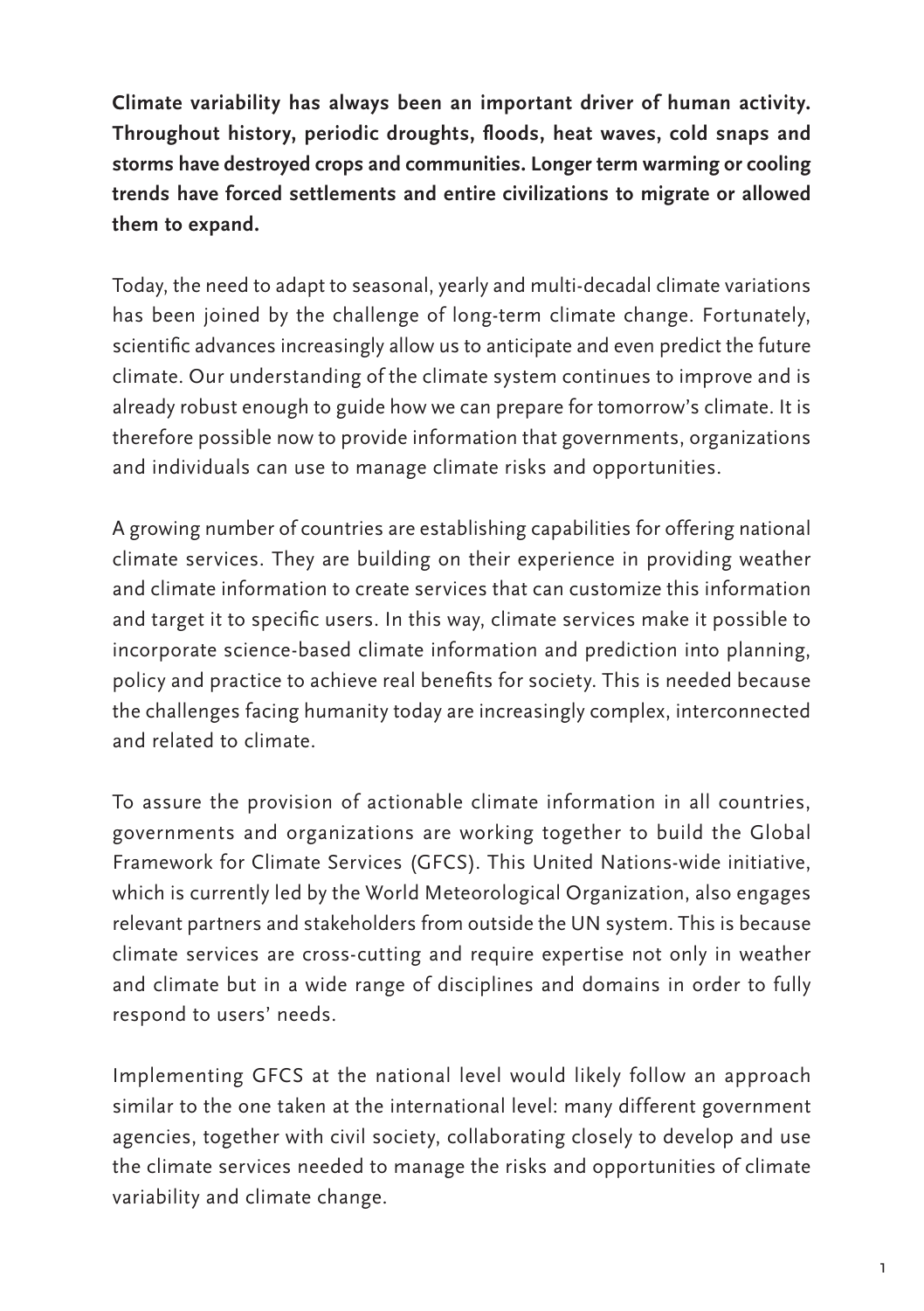**Climate variability has always been an important driver of human activity. Throughout history, periodic droughts, floods, heat waves, cold snaps and storms have destroyed crops and communities. Longer term warming or cooling trends have forced settlements and entire civilizations to migrate or allowed them to expand.**

Today, the need to adapt to seasonal, yearly and multi-decadal climate variations has been joined by the challenge of long-term climate change. Fortunately, scientific advances increasingly allow us to anticipate and even predict the future climate. Our understanding of the climate system continues to improve and is already robust enough to guide how we can prepare for tomorrow's climate. It is therefore possible now to provide information that governments, organizations and individuals can use to manage climate risks and opportunities.

A growing number of countries are establishing capabilities for offering national climate services. They are building on their experience in providing weather and climate information to create services that can customize this information and target it to specific users. In this way, climate services make it possible to incorporate science-based climate information and prediction into planning, policy and practice to achieve real benefits for society. This is needed because the challenges facing humanity today are increasingly complex, interconnected and related to climate.

To assure the provision of actionable climate information in all countries, governments and organizations are working together to build the Global Framework for Climate Services (GFCS). This United Nations-wide initiative, which is currently led by the World Meteorological Organization, also engages relevant partners and stakeholders from outside the UN system. This is because climate services are cross-cutting and require expertise not only in weather and climate but in a wide range of disciplines and domains in order to fully respond to users' needs.

Implementing GFCS at the national level would likely follow an approach similar to the one taken at the international level: many different government agencies, together with civil society, collaborating closely to develop and use the climate services needed to manage the risks and opportunities of climate variability and climate change.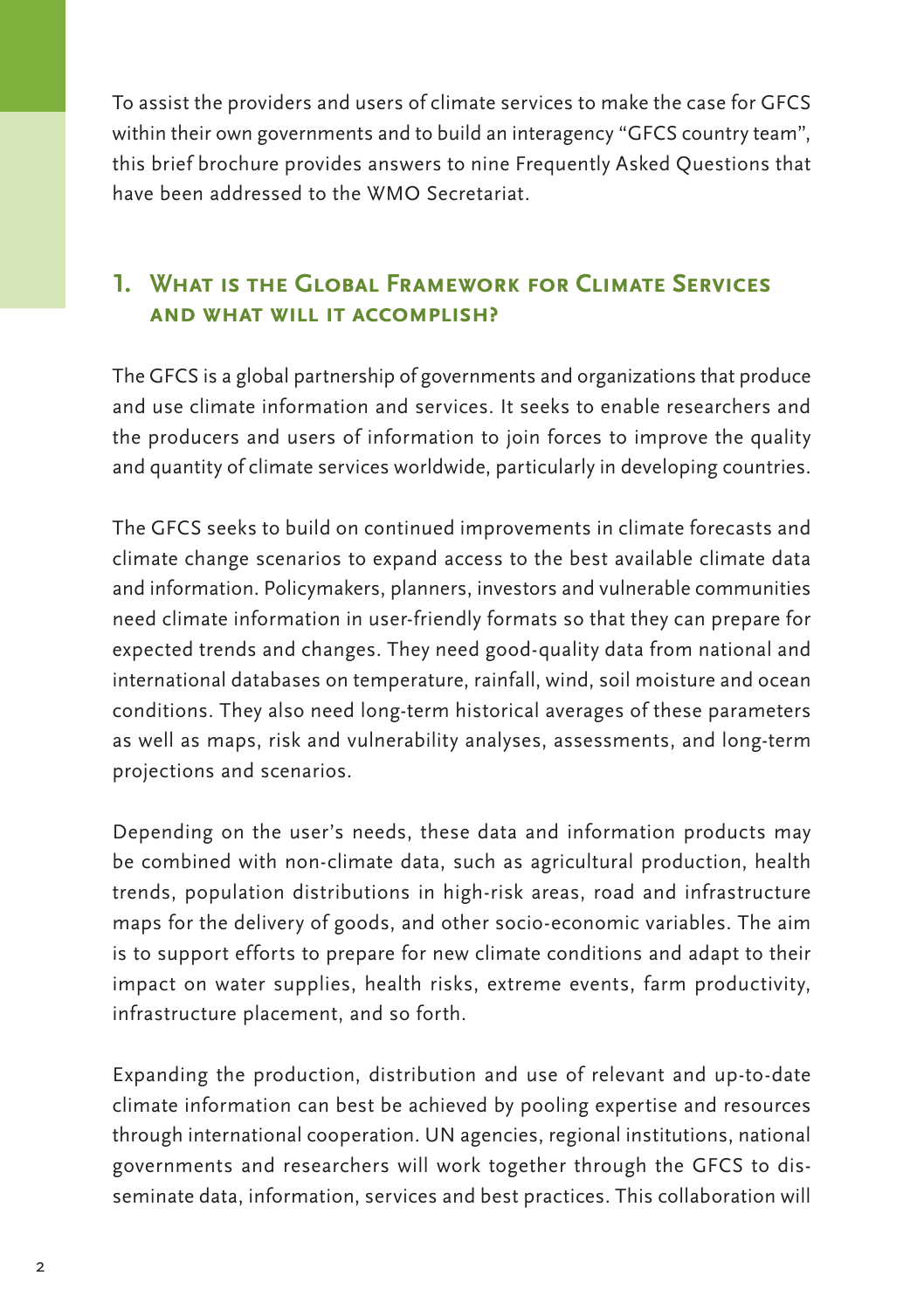To assist the providers and users of climate services to make the case for GFCS within their own governments and to build an interagency "GFCS country team", this brief brochure provides answers to nine Frequently Asked Questions that have been addressed to the WMO Secretariat.

## 1. What is the Global Framework for Climate Services and what will it accomplish?

The GFCS is a global partnership of governments and organizations that produce and use climate information and services. It seeks to enable researchers and the producers and users of information to join forces to improve the quality and quantity of climate services worldwide, particularly in developing countries.

The GFCS seeks to build on continued improvements in climate forecasts and climate change scenarios to expand access to the best available climate data and information. Policymakers, planners, investors and vulnerable communities need climate information in user-friendly formats so that they can prepare for expected trends and changes. They need good-quality data from national and international databases on temperature, rainfall, wind, soil moisture and ocean conditions. They also need long-term historical averages of these parameters as well as maps, risk and vulnerability analyses, assessments, and long-term projections and scenarios.

Depending on the user's needs, these data and information products may be combined with non-climate data, such as agricultural production, health trends, population distributions in high-risk areas, road and infrastructure maps for the delivery of goods, and other socio-economic variables. The aim is to support efforts to prepare for new climate conditions and adapt to their impact on water supplies, health risks, extreme events, farm productivity, infrastructure placement, and so forth.

Expanding the production, distribution and use of relevant and up-to-date climate information can best be achieved by pooling expertise and resources through international cooperation. UN agencies, regional institutions, national governments and researchers will work together through the GFCS to disseminate data, information, services and best practices. This collaboration will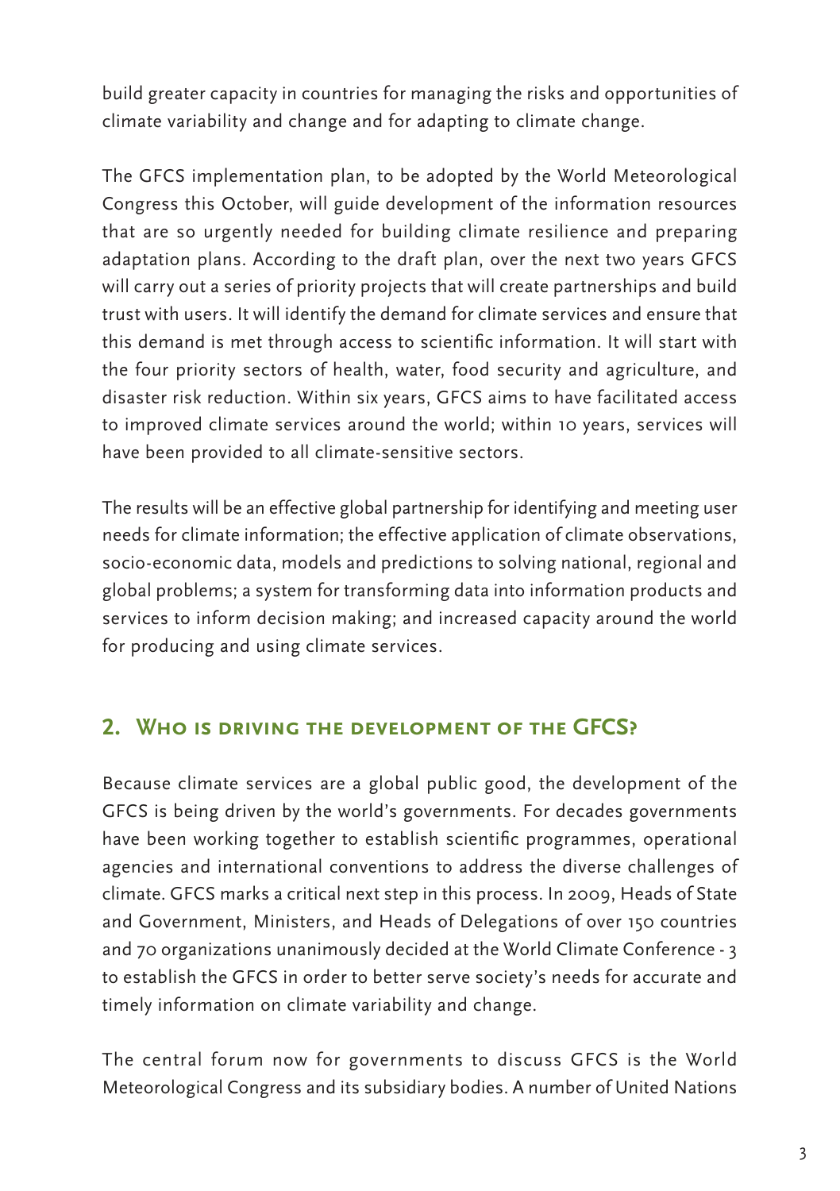build greater capacity in countries for managing the risks and opportunities of climate variability and change and for adapting to climate change.

The GFCS implementation plan, to be adopted by the World Meteorological Congress this October, will guide development of the information resources that are so urgently needed for building climate resilience and preparing adaptation plans. According to the draft plan, over the next two years GFCS will carry out a series of priority projects that will create partnerships and build trust with users. It will identify the demand for climate services and ensure that this demand is met through access to scientific information. It will start with the four priority sectors of health, water, food security and agriculture, and disaster risk reduction. Within six years, GFCS aims to have facilitated access to improved climate services around the world; within 10 years, services will have been provided to all climate-sensitive sectors.

The results will be an effective global partnership for identifying and meeting user needs for climate information; the effective application of climate observations, socio-economic data, models and predictions to solving national, regional and global problems; a system for transforming data into information products and services to inform decision making; and increased capacity around the world for producing and using climate services.

## 2. Who is driving the development of the GFCS?

Because climate services are a global public good, the development of the GFCS is being driven by the world's governments. For decades governments have been working together to establish scientific programmes, operational agencies and international conventions to address the diverse challenges of climate. GFCS marks a critical next step in this process. In 2009, Heads of State and Government, Ministers, and Heads of Delegations of over 150 countries and 70 organizations unanimously decided at the World Climate Conference - 3 to establish the GFCS in order to better serve society's needs for accurate and timely information on climate variability and change.

The central forum now for governments to discuss GFCS is the World Meteorological Congress and its subsidiary bodies. A number of United Nations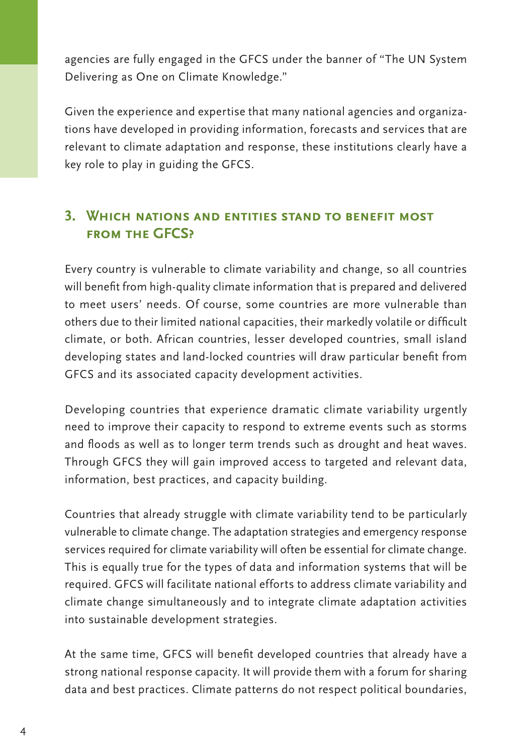agencies are fully engaged in the GFCS under the banner of "The UN System Delivering as One on Climate Knowledge."

Given the experience and expertise that many national agencies and organizations have developed in providing information, forecasts and services that are relevant to climate adaptation and response, these institutions clearly have a key role to play in guiding the GFCS.

## 3. Which nations and entities stand to benefit most from the GFCS?

Every country is vulnerable to climate variability and change, so all countries will benefit from high-quality climate information that is prepared and delivered to meet users' needs. Of course, some countries are more vulnerable than others due to their limited national capacities, their markedly volatile or difficult climate, or both. African countries, lesser developed countries, small island developing states and land-locked countries will draw particular benefit from GFCS and its associated capacity development activities.

Developing countries that experience dramatic climate variability urgently need to improve their capacity to respond to extreme events such as storms and floods as well as to longer term trends such as drought and heat waves. Through GFCS they will gain improved access to targeted and relevant data, information, best practices, and capacity building.

Countries that already struggle with climate variability tend to be particularly vulnerable to climate change. The adaptation strategies and emergency response services required for climate variability will often be essential for climate change. This is equally true for the types of data and information systems that will be required. GFCS will facilitate national efforts to address climate variability and climate change simultaneously and to integrate climate adaptation activities into sustainable development strategies.

At the same time, GFCS will benefit developed countries that already have a strong national response capacity. It will provide them with a forum for sharing data and best practices. Climate patterns do not respect political boundaries,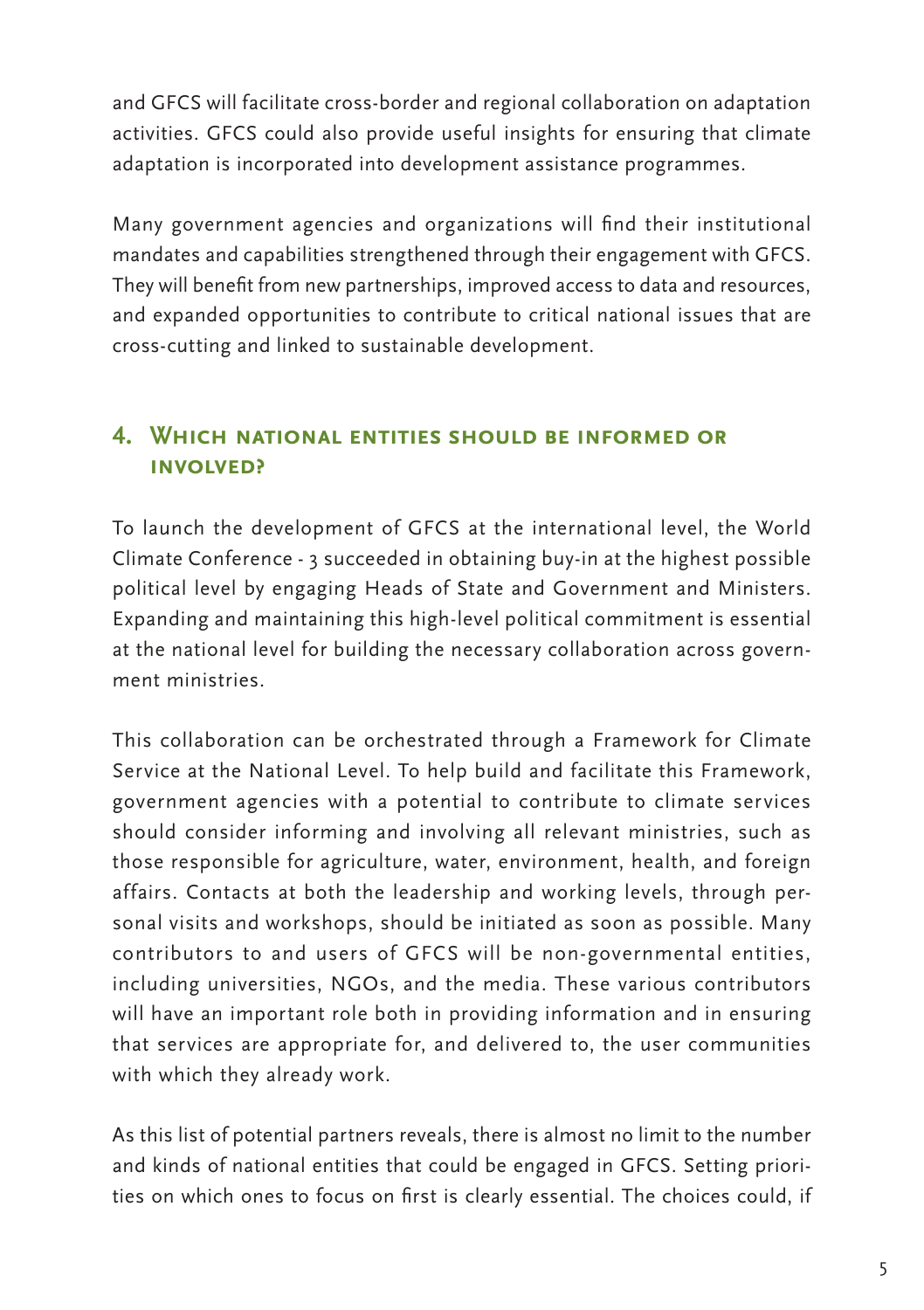and GFCS will facilitate cross-border and regional collaboration on adaptation activities. GFCS could also provide useful insights for ensuring that climate adaptation is incorporated into development assistance programmes.

Many government agencies and organizations will find their institutional mandates and capabilities strengthened through their engagement with GFCS. They will benefit from new partnerships, improved access to data and resources, and expanded opportunities to contribute to critical national issues that are cross-cutting and linked to sustainable development.

## 4. Which national entities should be informed or involved?

To launch the development of GFCS at the international level, the World Climate Conference - 3 succeeded in obtaining buy-in at the highest possible political level by engaging Heads of State and Government and Ministers. Expanding and maintaining this high-level political commitment is essential at the national level for building the necessary collaboration across government ministries.

This collaboration can be orchestrated through a Framework for Climate Service at the National Level. To help build and facilitate this Framework, government agencies with a potential to contribute to climate services should consider informing and involving all relevant ministries, such as those responsible for agriculture, water, environment, health, and foreign affairs. Contacts at both the leadership and working levels, through personal visits and workshops, should be initiated as soon as possible. Many contributors to and users of GFCS will be non-governmental entities, including universities, NGOs, and the media. These various contributors will have an important role both in providing information and in ensuring that services are appropriate for, and delivered to, the user communities with which they already work.

As this list of potential partners reveals, there is almost no limit to the number and kinds of national entities that could be engaged in GFCS. Setting priorities on which ones to focus on first is clearly essential. The choices could, if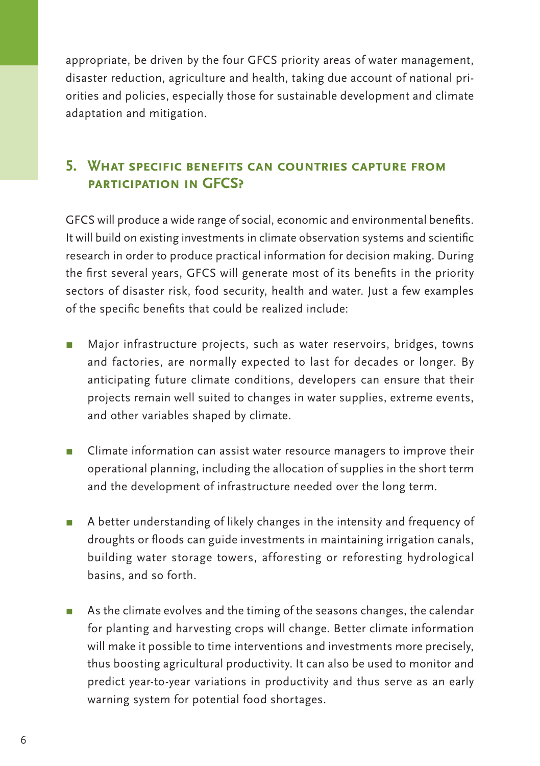appropriate, be driven by the four GFCS priority areas of water management, disaster reduction, agriculture and health, taking due account of national priorities and policies, especially those for sustainable development and climate adaptation and mitigation.

## 5. What specific benefits can countries capture from participation in GFCS?

GFCS will produce a wide range of social, economic and environmental benefits. It will build on existing investments in climate observation systems and scientific research in order to produce practical information for decision making. During the first several years, GFCS will generate most of its benefits in the priority sectors of disaster risk, food security, health and water. Just a few examples of the specific benefits that could be realized include:

- Major infrastructure projects, such as water reservoirs, bridges, towns and factories, are normally expected to last for decades or longer. By anticipating future climate conditions, developers can ensure that their projects remain well suited to changes in water supplies, extreme events, and other variables shaped by climate.

- Climate information can assist water resource managers to improve their operational planning, including the allocation of supplies in the short term and the development of infrastructure needed over the long term.

- A better understanding of likely changes in the intensity and frequency of droughts or floods can guide investments in maintaining irrigation canals, building water storage towers, afforesting or reforesting hydrological basins, and so forth.

- As the climate evolves and the timing of the seasons changes, the calendar for planting and harvesting crops will change. Better climate information will make it possible to time interventions and investments more precisely, thus boosting agricultural productivity. It can also be used to monitor and predict year-to-year variations in productivity and thus serve as an early warning system for potential food shortages.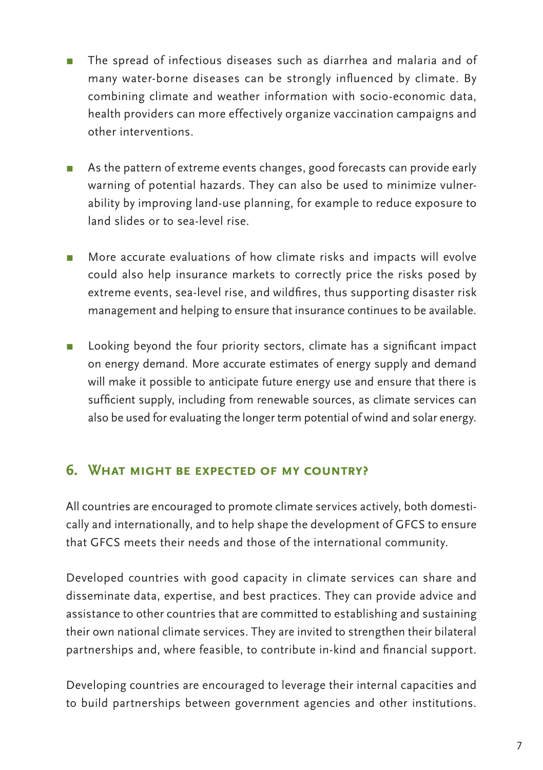- The spread of infectious diseases such as diarrhea and malaria and of many water-borne diseases can be strongly influenced by climate. By combining climate and weather information with socio-economic data, health providers can more effectively organize vaccination campaigns and other interventions.

- As the pattern of extreme events changes, good forecasts can provide early warning of potential hazards. They can also be used to minimize vulnerability by improving land-use planning, for example to reduce exposure to land slides or to sea-level rise.

- More accurate evaluations of how climate risks and impacts will evolve could also help insurance markets to correctly price the risks posed by extreme events, sea-level rise, and wildfires, thus supporting disaster risk management and helping to ensure that insurance continues to be available.

- Looking beyond the four priority sectors, climate has a significant impact on energy demand. More accurate estimates of energy supply and demand will make it possible to anticipate future energy use and ensure that there is sufficient supply, including from renewable sources, as climate services can also be used for evaluating the longer term potential of wind and solar energy.

## 6. What might be expected of my country?

All countries are encouraged to promote climate services actively, both domestically and internationally, and to help shape the development of GFCS to ensure that GFCS meets their needs and those of the international community.

Developed countries with good capacity in climate services can share and disseminate data, expertise, and best practices. They can provide advice and assistance to other countries that are committed to establishing and sustaining their own national climate services. They are invited to strengthen their bilateral partnerships and, where feasible, to contribute in-kind and financial support.

Developing countries are encouraged to leverage their internal capacities and to build partnerships between government agencies and other institutions.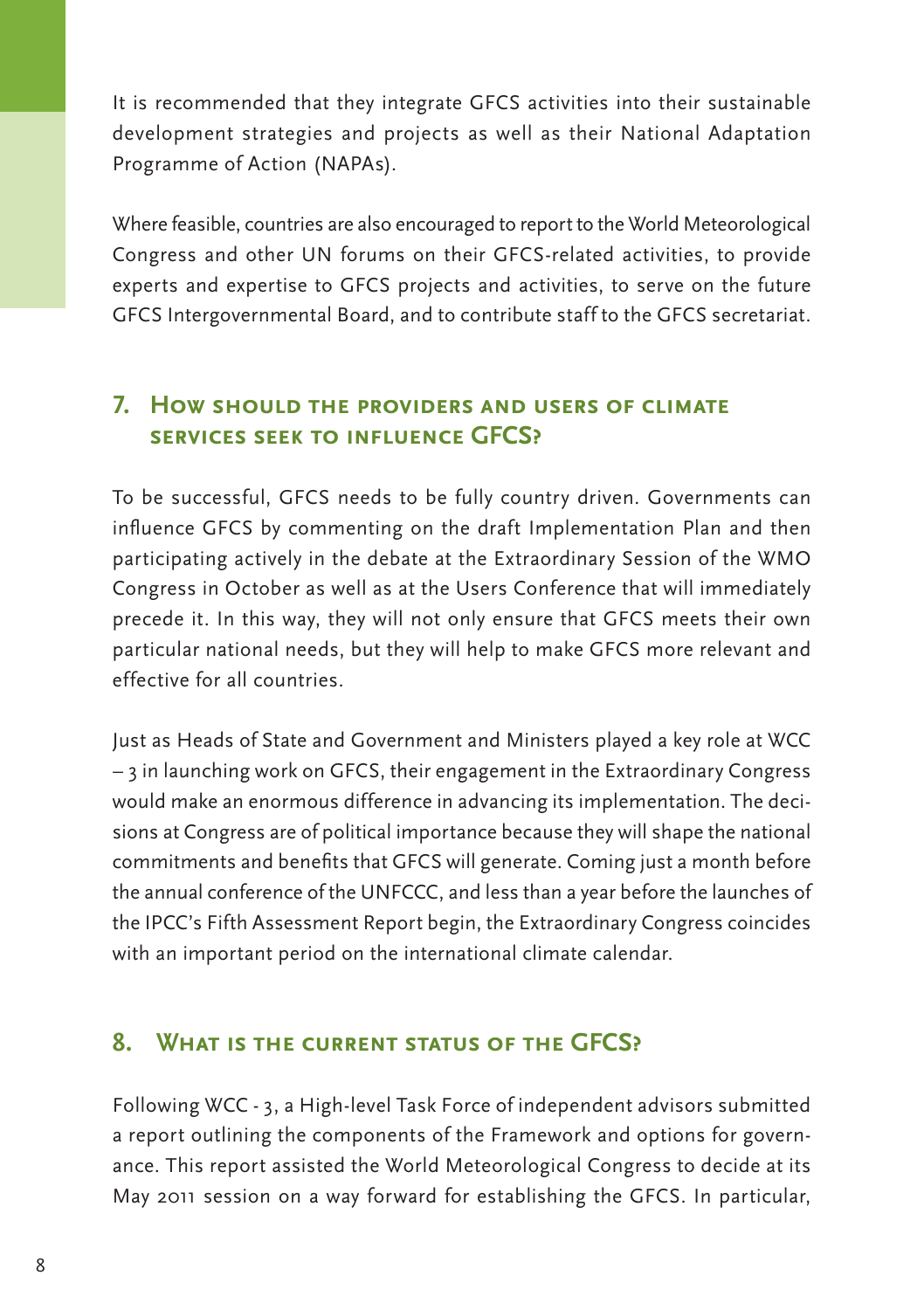It is recommended that they integrate GFCS activities into their sustainable development strategies and projects as well as their National Adaptation Programme of Action (NAPAs).

Where feasible, countries are also encouraged to report to the World Meteorological Congress and other UN forums on their GFCS-related activities, to provide experts and expertise to GFCS projects and activities, to serve on the future GFCS Intergovernmental Board, and to contribute staff to the GFCS secretariat.

## 7. How should the providers and users of climate services seek to influence GFCS?

To be successful, GFCS needs to be fully country driven. Governments can influence GFCS by commenting on the draft Implementation Plan and then participating actively in the debate at the Extraordinary Session of the WMO Congress in October as well as at the Users Conference that will immediately precede it. In this way, they will not only ensure that GFCS meets their own particular national needs, but they will help to make GFCS more relevant and effective for all countries.

Just as Heads of State and Government and Ministers played a key role at WCC – 3 in launching work on GFCS, their engagement in the Extraordinary Congress would make an enormous difference in advancing its implementation. The decisions at Congress are of political importance because they will shape the national commitments and benefits that GFCS will generate. Coming just a month before the annual conference of the UNFCCC, and less than a year before the launches of the IPCC's Fifth Assessment Report begin, the Extraordinary Congress coincides with an important period on the international climate calendar.

## 8. What is the current status of the GFCS?

Following WCC - 3, a High-level Task Force of independent advisors submitted a report outlining the components of the Framework and options for governance. This report assisted the World Meteorological Congress to decide at its May 2011 session on a way forward for establishing the GFCS. In particular,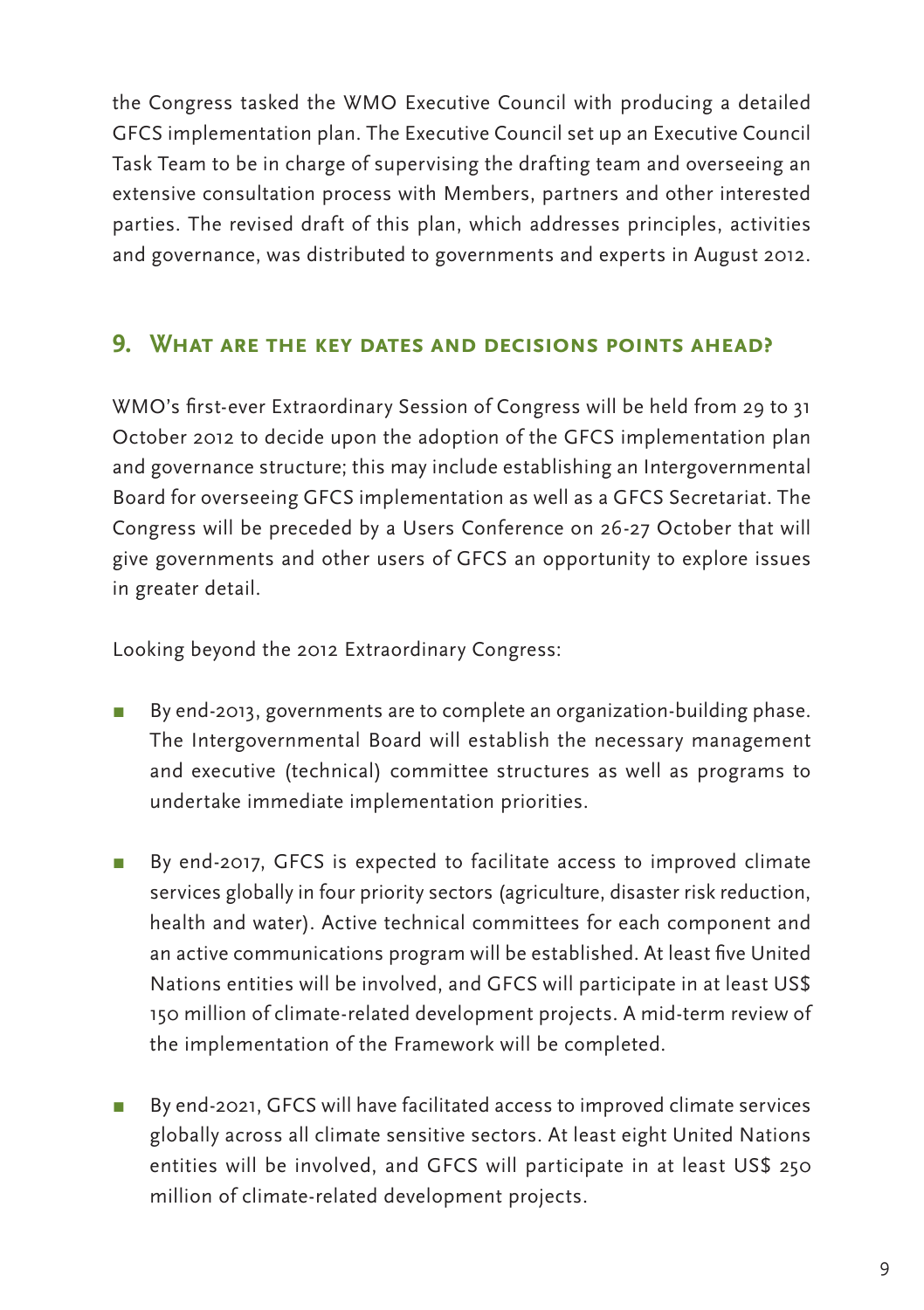the Congress tasked the WMO Executive Council with producing a detailed GFCS implementation plan. The Executive Council set up an Executive Council Task Team to be in charge of supervising the drafting team and overseeing an extensive consultation process with Members, partners and other interested parties. The revised draft of this plan, which addresses principles, activities and governance, was distributed to governments and experts in August 2012.

## 9. What are the key dates and decisions points ahead?

WMO's first-ever Extraordinary Session of Congress will be held from 29 to 31 October 2012 to decide upon the adoption of the GFCS implementation plan and governance structure; this may include establishing an Intergovernmental Board for overseeing GFCS implementation as well as a GFCS Secretariat. The Congress will be preceded by a Users Conference on 26-27 October that will give governments and other users of GFCS an opportunity to explore issues in greater detail.

Looking beyond the 2012 Extraordinary Congress:

- By end-2013, governments are to complete an organization-building phase. The Intergovernmental Board will establish the necessary management and executive (technical) committee structures as well as programs to undertake immediate implementation priorities.

- By end-2017, GFCS is expected to facilitate access to improved climate services globally in four priority sectors (agriculture, disaster risk reduction, health and water). Active technical committees for each component and an active communications program will be established. At least five United Nations entities will be involved, and GFCS will participate in at least US$ 150 million of climate-related development projects. A mid-term review of the implementation of the Framework will be completed.

- By end-2021, GFCS will have facilitated access to improved climate services globally across all climate sensitive sectors. At least eight United Nations entities will be involved, and GFCS will participate in at least US$ 250 million of climate-related development projects.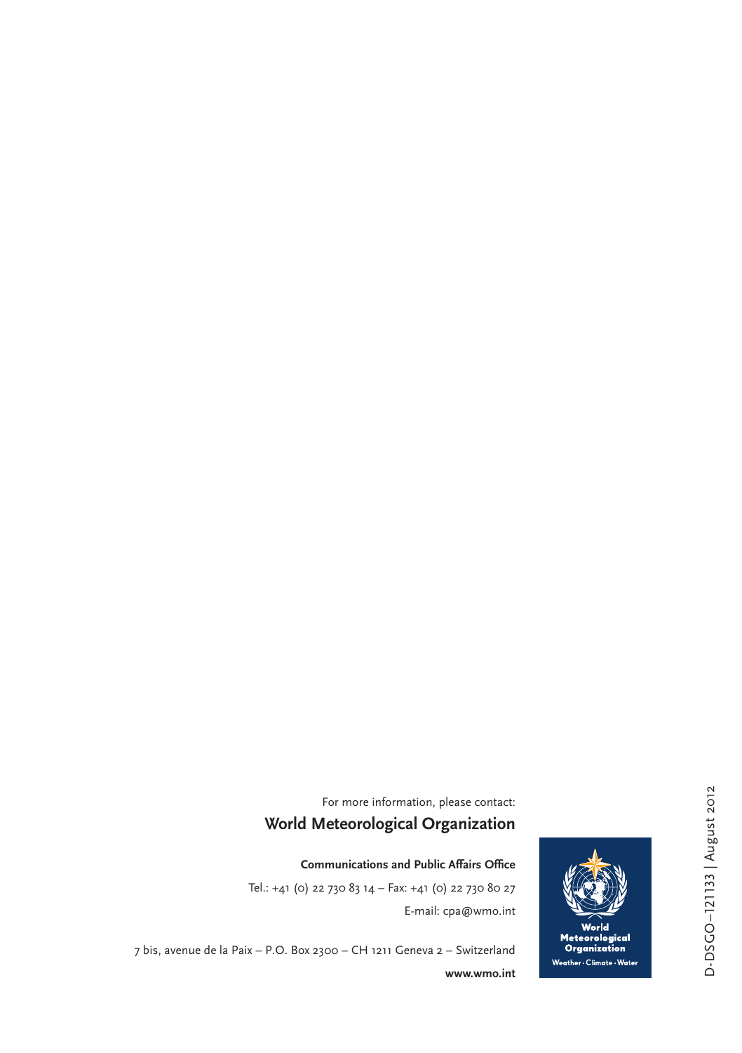For more information, please contact:

**World Meteorological Organization**

**Communications and Public Affairs Office**

Tel.: +41 (0) 22 730 83 14 – Fax: +41 (0) 22 730 80 27

E-mail: cpa@wmo.int

7 bis, avenue de la Paix – P.O. Box 2300 – CH 1211 Geneva 2 – Switzerland

**www.wmo.int**

World Meteorological Organization

Weather · Climate · Water

D-DSGO–121133 | August 2012